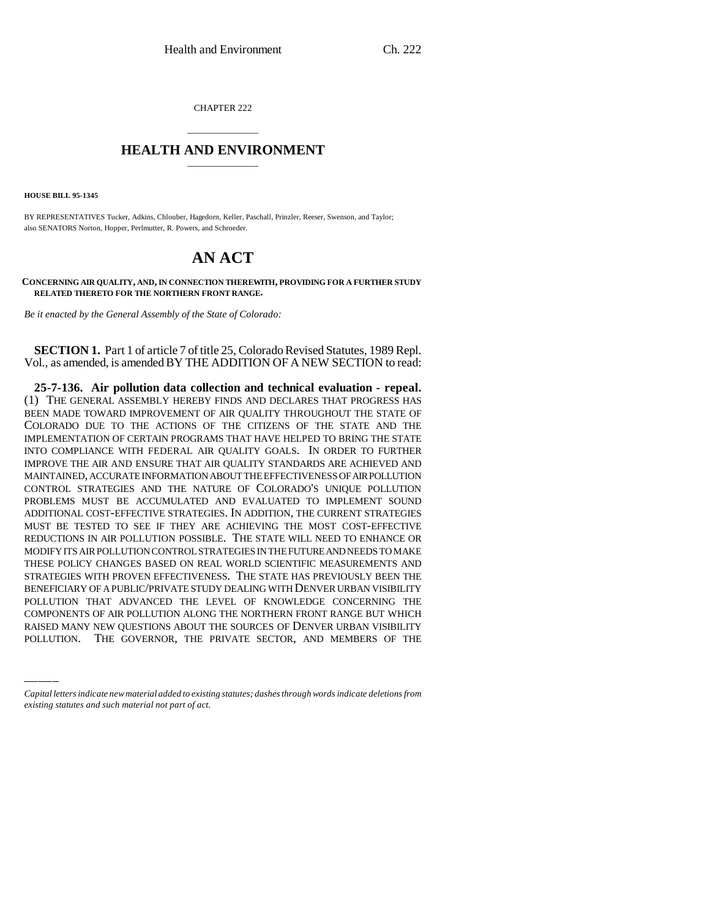CHAPTER 222

# HEALTH AND ENVIRONMENT

**HOUSE BILL 95-1345**

BY REPRESENTATIVES Tucker, Adkins, Chlouber, Hagedorn, Keller, Paschall, Prinzler, Reeser, Swenson, and Taylor; also SENATORS Norton, Hopper, Perlmutter, R. Powers, and Schroeder.

# AN ACT

**CONCERNING AIR QUALITY, AND, IN CONNECTION THEREWITH, PROVIDING FOR A FURTHER STUDY RELATED THERETO FOR THE NORTHERN FRONT RANGE.**

*Be it enacted by the General Assembly of the State of Colorado:*

**SECTION 1.** Part 1 of article 7 of title 25, Colorado Revised Statutes, 1989 Repl. Vol., as amended, is amended BY THE ADDITION OF A NEW SECTION to read:

**25-7-136. Air pollution data collection and technical evaluation - repeal.** (1) THE GENERAL ASSEMBLY HEREBY FINDS AND DECLARES THAT PROGRESS HAS BEEN MADE TOWARD IMPROVEMENT OF AIR QUALITY THROUGHOUT THE STATE OF COLORADO DUE TO THE ACTIONS OF THE CITIZENS OF THE STATE AND THE IMPLEMENTATION OF CERTAIN PROGRAMS THAT HAVE HELPED TO BRING THE STATE INTO COMPLIANCE WITH FEDERAL AIR QUALITY GOALS. IN ORDER TO FURTHER IMPROVE THE AIR AND ENSURE THAT AIR QUALITY STANDARDS ARE ACHIEVED AND MAINTAINED, ACCURATE INFORMATION ABOUT THE EFFECTIVENESS OF AIR POLLUTION CONTROL STRATEGIES AND THE NATURE OF COLORADO'S UNIQUE POLLUTION PROBLEMS MUST BE ACCUMULATED AND EVALUATED TO IMPLEMENT SOUND ADDITIONAL COST-EFFECTIVE STRATEGIES. IN ADDITION, THE CURRENT STRATEGIES MUST BE TESTED TO SEE IF THEY ARE ACHIEVING THE MOST COST-EFFECTIVE REDUCTIONS ITS AIR POLLUTION POSSIBLE. THE STATE WILL NEED TO ENHANCE OR MODIFY ITS AIR POLLUTION CONTROL STRATEGIES IN THE FUTURE AND NEEDS TO MAKE THESE POLICY CHANGES BASED ON REAL WORLD SCIENTIFIC MEASUREMENTS AND STRATEGIES WITH PROVEN EFFECTIVENESS. THE STATE HAS PREVIOUSLY BEEN THE BENEFICIARY OF A PUBLIC/PRIVATE STUDY DEALING WITH DENVER URBAN VISIBILITY POLLUTION THAT ADVANCED THE LEVEL OF KNOWLEDGE CONCERNING THE COMPONENTS OF AIR POLLUTION ALONG THE NORTHERN FRONT RANGE BUT WHICH RAISED MANY NEW QUESTIONS ABOUT THE SOURCES OF DENVER URBAN VISIBILITY POLLUTION. THE GOVERNOR, THE PRIVATE SECTOR, AND MEMBERS OF THE

*Capital letters indicate new material added to existing statutes; dashes through words indicate deletions from existing statutes and such material not part of act.*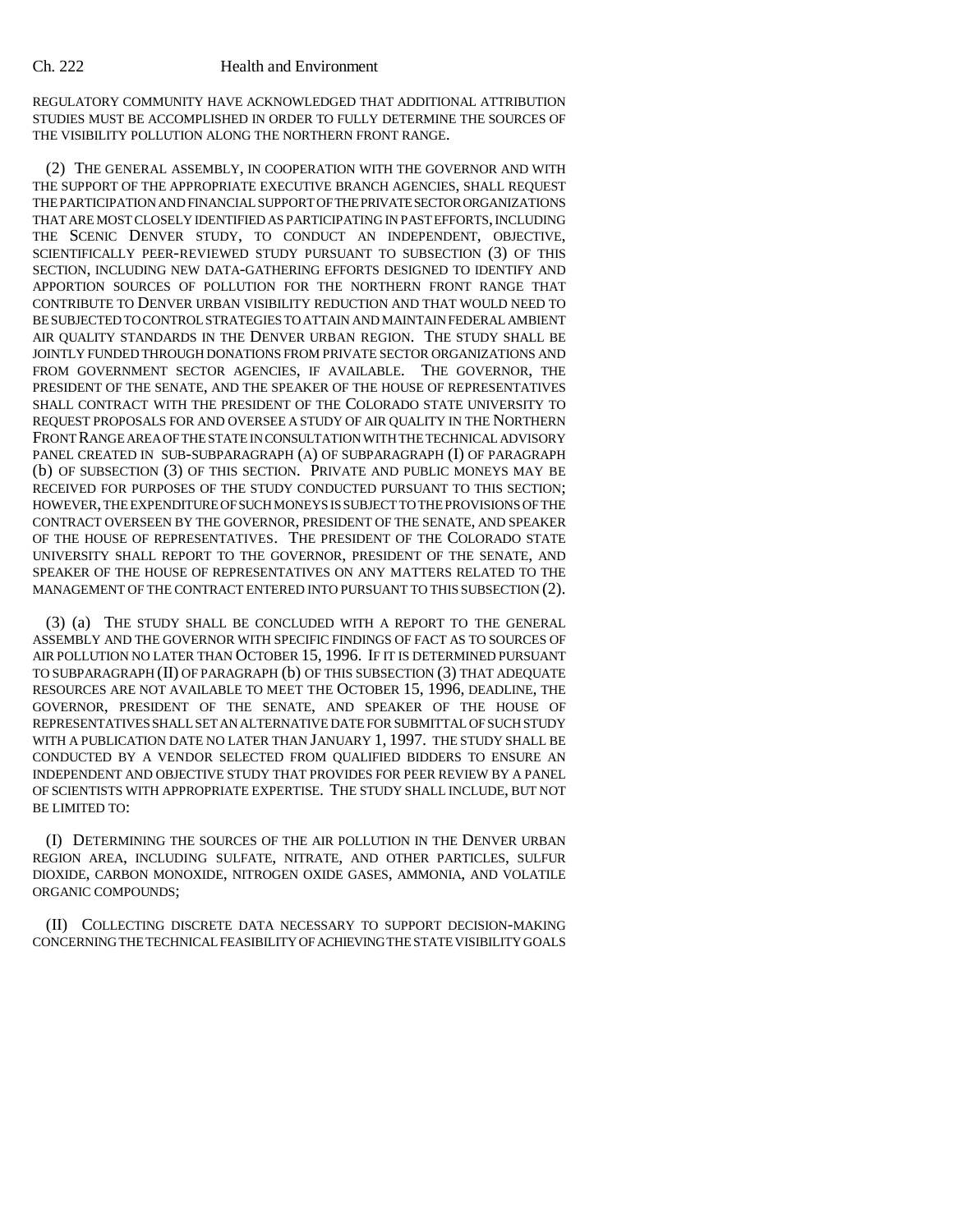REGULATORY COMMUNITY HAVE ACKNOWLEDGED THAT ADDITIONAL ATTRIBUTION STUDIES MUST BE ACCOMPLISHED IN ORDER TO FULLY DETERMINE THE SOURCES OF THE VISIBILITY POLLUTION ALONG THE NORTHERN FRONT RANGE.

(2) THE GENERAL ASSEMBLY, IN COOPERATION WITH THE GOVERNOR AND WITH THE SUPPORT OF THE APPROPRIATE EXECUTIVE BRANCH AGENCIES, SHALL REQUEST THE PARTICIPATION AND FINANCIAL SUPPORT OF THE PRIVATE SECTOR ORGANIZATIONS THAT ARE MOST CLOSELY IDENTIFIED AS PARTICIPATING IN PAST EFFORTS, INCLUDING THE SCENIC DENVER STUDY, TO CONDUCT AN INDEPENDENT, OBJECTIVE, SCIENTIFICALLY PEER-REVIEWED STUDY PURSUANT TO SUBSECTION (3) OF THIS SECTION, INCLUDING NEW DATA-GATHERING EFFORTS DESIGNED TO IDENTIFY AND APPORTION SOURCES OF POLLUTION FOR THE NORTHERN FRONT RANGE THAT CONTRIBUTE TO DENVER URBAN VISIBILITY REDUCTION AND THAT WOULD NEED TO BE SUBJECTED TO CONTROL STRATEGIES TO ATTAIN AND MAINTAIN FEDERAL AMBIENT AIR QUALITY STANDARDS IN THE DENVER URBAN REGION. THE STUDY SHALL BE JOINTLY FUNDED THROUGH DONATIONS FROM PRIVATE SECTOR ORGANIZATIONS AND FROM GOVERNMENT SECTOR AGENCIES, IF AVAILABLE. THE GOVERNOR, THE PRESIDENT OF THE SENATE, AND THE SPEAKER OF THE HOUSE OF REPRESENTATIVES SHALL CONTRACT WITH THE PRESIDENT OF THE COLORADO STATE UNIVERSITY TO REQUEST PROPOSALS FOR AND OVERSEE A STUDY OF AIR QUALITY IN THE NORTHERN FRONT RANGE AREA OF THE STATE IN CONSULTATION WITH THE TECHNICAL ADVISORY PANEL CREATED IN SUB-SUBPARAGRAPH (A) OF SUBPARAGRAPH (I) OF PARAGRAPH (b) OF SUBSECTION (3) OF THIS SECTION. PRIVATE AND PUBLIC MONEYS MAY BE RECEIVED FOR PURPOSES OF THE STUDY CONDUCTED PURSUANT TO THIS SECTION; HOWEVER, THE EXPENDITURE OF SUCH MONEYS IS SUBJECT TO THE PROVISIONS OF THE CONTRACT OVERSEEN BY THE GOVERNOR, PRESIDENT OF THE SENATE, AND SPEAKER OF THE HOUSE OF REPRESENTATIVES. THE PRESIDENT OF THE COLORADO STATE UNIVERSITY SHALL REPORT TO THE GOVERNOR, PRESIDENT OF THE SENATE, AND SPEAKER OF THE HOUSE OF REPRESENTATIVES ON ANY MATTERS RELATED TO THE MANAGEMENT OF THE CONTRACT ENTERED INTO PURSUANT TO THIS SUBSECTION (2).

(3) (a) THE STUDY SHALL BE CONCLUDED WITH A REPORT TO THE GENERAL ASSEMBLY AND THE GOVERNOR WITH SPECIFIC FINDINGS OF FACT AS TO SOURCES OF AIR POLLUTION NO LATER THAN OCTOBER 15, 1996. IF IT IS DETERMINED PURSUANT TO SUBPARAGRAPH (II) OF PARAGRAPH (b) OF THIS SUBSECTION (3) THAT ADEQUATE RESOURCES ARE NOT AVAILABLE TO MEET THE OCTOBER 15, 1996, DEADLINE, THE GOVERNOR, PRESIDENT OF THE SENATE, AND SPEAKER OF THE HOUSE OF REPRESENTATIVES SHALL SET AN ALTERNATIVE DATE FOR SUBMITTAL OF SUCH STUDY WITH A PUBLICATION DATE NO LATER THAN JANUARY 1, 1997. THE STUDY SHALL BE CONDUCTED BY A VENDOR SELECTED FROM QUALIFIED BIDDERS TO ENSURE AN INDEPENDENT AND OBJECTIVE STUDY THAT PROVIDES FOR PEER REVIEW BY A PANEL OF SCIENTISTS WITH APPROPRIATE EXPERTISE. THE STUDY SHALL INCLUDE, BUT NOT BE LIMITED TO:

(I) DETERMINING THE SOURCES OF THE AIR POLLUTION IN THE DENVER URBAN REGION AREA, INCLUDING SULFATE, NITRATE, AND OTHER PARTICLES, SULFUR DIOXIDE, CARBON MONOXIDE, NITROGEN OXIDE GASES, AMMONIA, AND VOLATILE ORGANIC COMPOUNDS;

(II) COLLECTING DISCRETE DATA NECESSARY TO SUPPORT DECISION-MAKING CONCERNING THE TECHNICAL FEASIBILITY OF ACHIEVING THE STATE VISIBILITY GOALS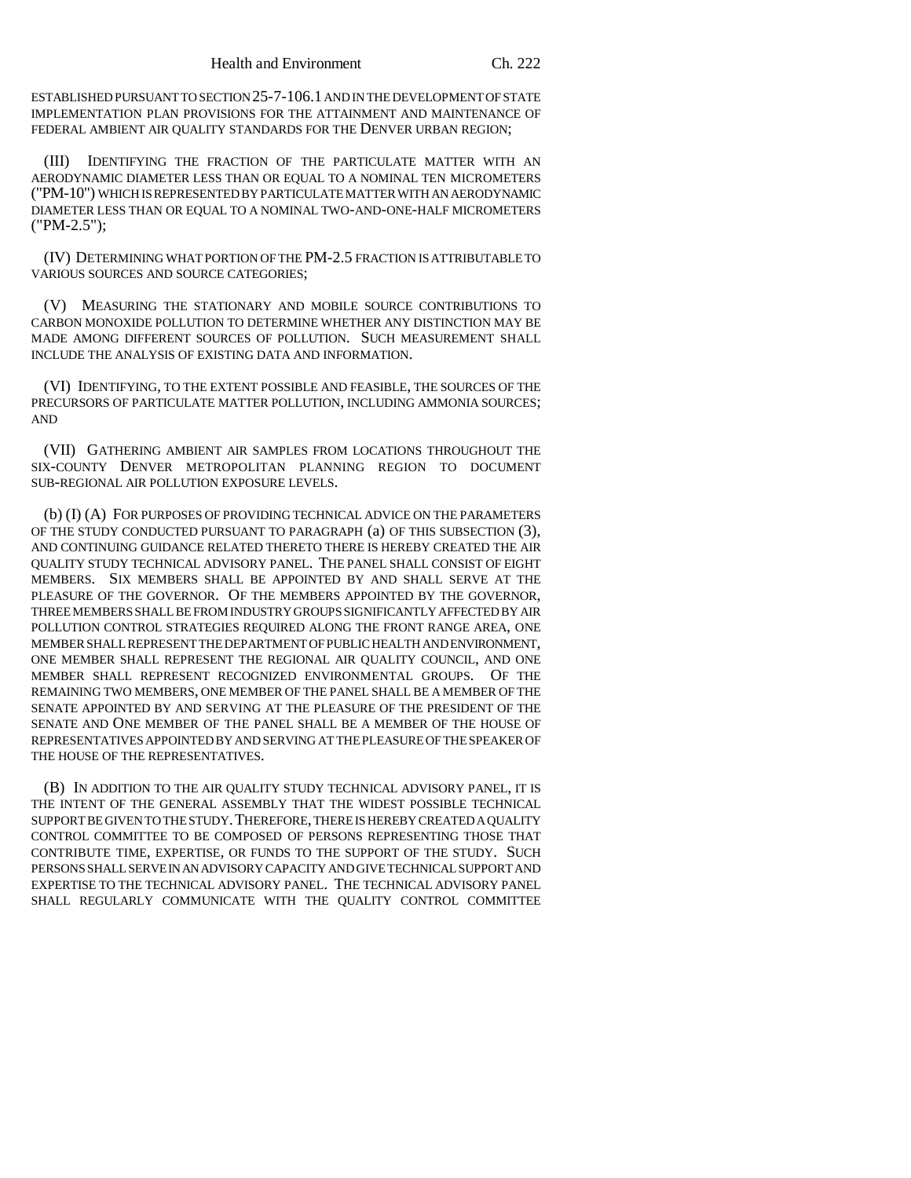ESTABLISHED PURSUANT TO SECTION 25-7-106.1 AND IN THE DEVELOPMENT OF STATE IMPLEMENTATION PLAN PROVISIONS FOR THE ATTAINMENT AND MAINTENANCE OF FEDERAL AMBIENT AIR QUALITY STANDARDS FOR THE DENVER URBAN REGION;

(III) IDENTIFYING THE FRACTION OF THE PARTICULATE MATTER WITH AN AERODYNAMIC DIAMETER LESS THAN OR EQUAL TO A NOMINAL TEN MICROMETERS ("PM-10") WHICH IS REPRESENTED BY PARTICULATE MATTER WITH AN AERODYNAMIC DIAMETER LESS THAN OR EQUAL TO A NOMINAL TWO-AND-ONE-HALF MICROMETERS ("PM-2.5");

(IV) DETERMINING WHAT PORTION OF THE PM-2.5 FRACTION IS ATTRIBUTABLE TO VARIOUS SOURCES AND SOURCE CATEGORIES;

(V) MEASURING THE STATIONARY AND MOBILE SOURCE CONTRIBUTIONS TO CARBON MONOXIDE POLLUTION TO DETERMINE WHETHER ANY DISTINCTION MAY BE MADE AMONG DIFFERENT SOURCES OF POLLUTION. SUCH MEASUREMENT SHALL INCLUDE THE ANALYSIS OF EXISTING DATA AND INFORMATION.

(VI) IDENTIFYING, TO THE EXTENT POSSIBLE AND FEASIBLE, THE SOURCES OF THE PRECURSORS OF PARTICULATE MATTER POLLUTION, INCLUDING AMMONIA SOURCES; AND

(VII) GATHERING AMBIENT AIR SAMPLES FROM LOCATIONS THROUGHOUT THE SIX-COUNTY DENVER METROPOLITAN PLANNING REGION TO DOCUMENT SUB-REGIONAL AIR POLLUTION EXPOSURE LEVELS.

(b) (I) (A) FOR PURPOSES OF PROVIDING TECHNICAL ADVICE ON THE PARAMETERS OF THE STUDY CONDUCTED PURSUANT TO PARAGRAPH (a) OF THIS SUBSECTION (3), AND CONTINUING GUIDANCE RELATED THERETO THERE IS HEREBY CREATED THE AIR QUALITY STUDY TECHNICAL ADVISORY PANEL. THE PANEL SHALL CONSIST OF EIGHT MEMBERS. SIX MEMBERS SHALL BE APPOINTED BY AND SHALL SERVE AT THE PLEASURE OF THE GOVERNOR. OF THE MEMBERS APPOINTED BY THE GOVERNOR, THREE MEMBERS SHALL BE FROM INDUSTRY GROUPS SIGNIFICANTLY AFFECTED BY AIR POLLUTION CONTROL STRATEGIES REQUIRED ALONG THE FRONT RANGE AREA, ONE MEMBER SHALL REPRESENT THE DEPARTMENT OF PUBLIC HEALTH AND ENVIRONMENT, ONE MEMBER SHALL REPRESENT THE REGIONAL AIR QUALITY COUNCIL, AND ONE MEMBER SHALL REPRESENT RECOGNIZED ENVIRONMENTAL GROUPS. OF THE REMAINING TWO MEMBERS, ONE MEMBER OF THE PANEL SHALL BE A MEMBER OF THE SENATE APPOINTED BY AND SERVING AT THE PLEASURE OF THE PRESIDENT OF THE SENATE AND ONE MEMBER OF THE PANEL SHALL BE A MEMBER OF THE HOUSE OF REPRESENTATIVES APPOINTED BY AND SERVING AT THE PLEASURE OF THE SPEAKER OF THE HOUSE OF THE REPRESENTATIVES.

(B) IN ADDITION TO THE AIR QUALITY STUDY TECHNICAL ADVISORY PANEL, IT IS THE INTENT OF THE GENERAL ASSEMBLY THAT THE WIDEST POSSIBLE TECHNICAL SUPPORT BE GIVEN TO THE STUDY. THEREFORE, THERE IS HEREBY CREATED A QUALITY CONTROL COMMITTEE TO BE COMPOSED OF PERSONS REPRESENTING THOSE THAT CONTRIBUTE TIME, EXPERTISE, OR FUNDS TO THE SUPPORT OF THE STUDY. SUCH PERSONS SHALL SERVE IN AN ADVISORY CAPACITY AND GIVE TECHNICAL SUPPORT AND EXPERTISE TO THE TECHNICAL ADVISORY PANEL. THE TECHNICAL ADVISORY PANEL SHALL REGULARLY COMMUNICATE WITH THE QUALITY CONTROL COMMITTEE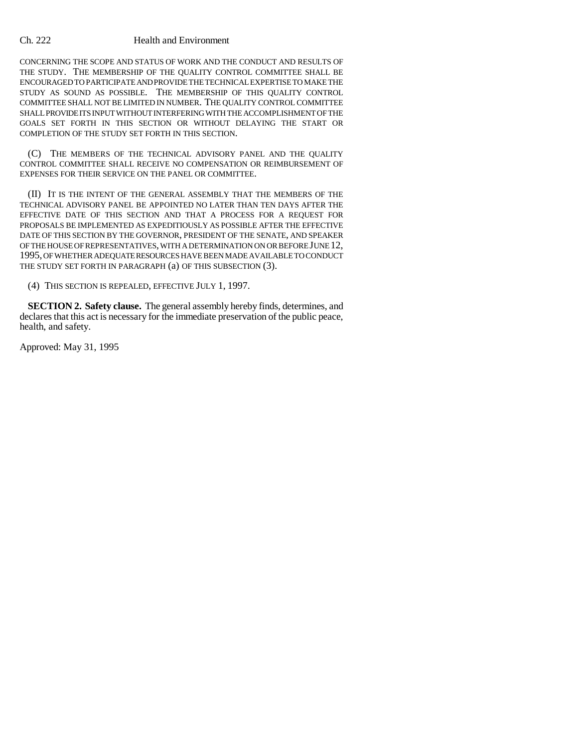CONCERNING THE SCOPE AND STATUS OF WORK AND THE CONDUCT AND RESULTS OF THE STUDY. THE MEMBERSHIP OF THE QUALITY CONTROL COMMITTEE SHALL BE ENCOURAGED TO PARTICIPATE AND PROVIDE THE TECHNICAL EXPERTISE TO MAKE THE STUDY AS SOUND AS POSSIBLE. THE MEMBERSHIP OF THIS QUALITY CONTROL COMMITTEE SHALL NOT BE LIMITED IN NUMBER. THE QUALITY CONTROL COMMITTEE SHALL PROVIDE ITS INPUT WITHOUT INTERFERING WITH THE ACCOMPLISHMENT OF THE GOALS SET FORTH IN THIS SECTION OR WITHOUT DELAYING THE START OR COMPLETION OF THE STUDY SET FORTH IN THIS SECTION.

(C) THE MEMBERS OF THE TECHNICAL ADVISORY PANEL AND THE QUALITY CONTROL COMMITTEE SHALL RECEIVE NO COMPENSATION OR REIMBURSEMENT OF EXPENSES FOR THEIR SERVICE ON THE PANEL OR COMMITTEE.

(II) IT IS THE INTENT OF THE GENERAL ASSEMBLY THAT THE MEMBERS OF THE TECHNICAL ADVISORY PANEL BE APPOINTED NO LATER THAN TEN DAYS AFTER THE EFFECTIVE DATE OF THIS SECTION AND THAT A PROCESS FOR A REQUEST FOR PROPOSALS BE IMPLEMENTED AS EXPEDITIOUSLY AS POSSIBLE AFTER THE EFFECTIVE DATE OF THIS SECTION BY THE GOVERNOR, PRESIDENT OF THE SENATE, AND SPEAKER OF THE HOUSE OF REPRESENTATIVES, WITH A DETERMINATION ON OR BEFORE JUNE 12, 1995, OF WHETHER ADEQUATE RESOURCES HAVE BEEN MADE AVAILABLE TO CONDUCT THE STUDY SET FORTH IN PARAGRAPH (a) OF THIS SUBSECTION (3).

(4) THIS SECTION IS REPEALED, EFFECTIVE JULY 1, 1997.

**SECTION 2. Safety clause.** The general assembly hereby finds, determines, and declares that this act is necessary for the immediate preservation of the public peace, health, and safety.

Approved: May 31, 1995